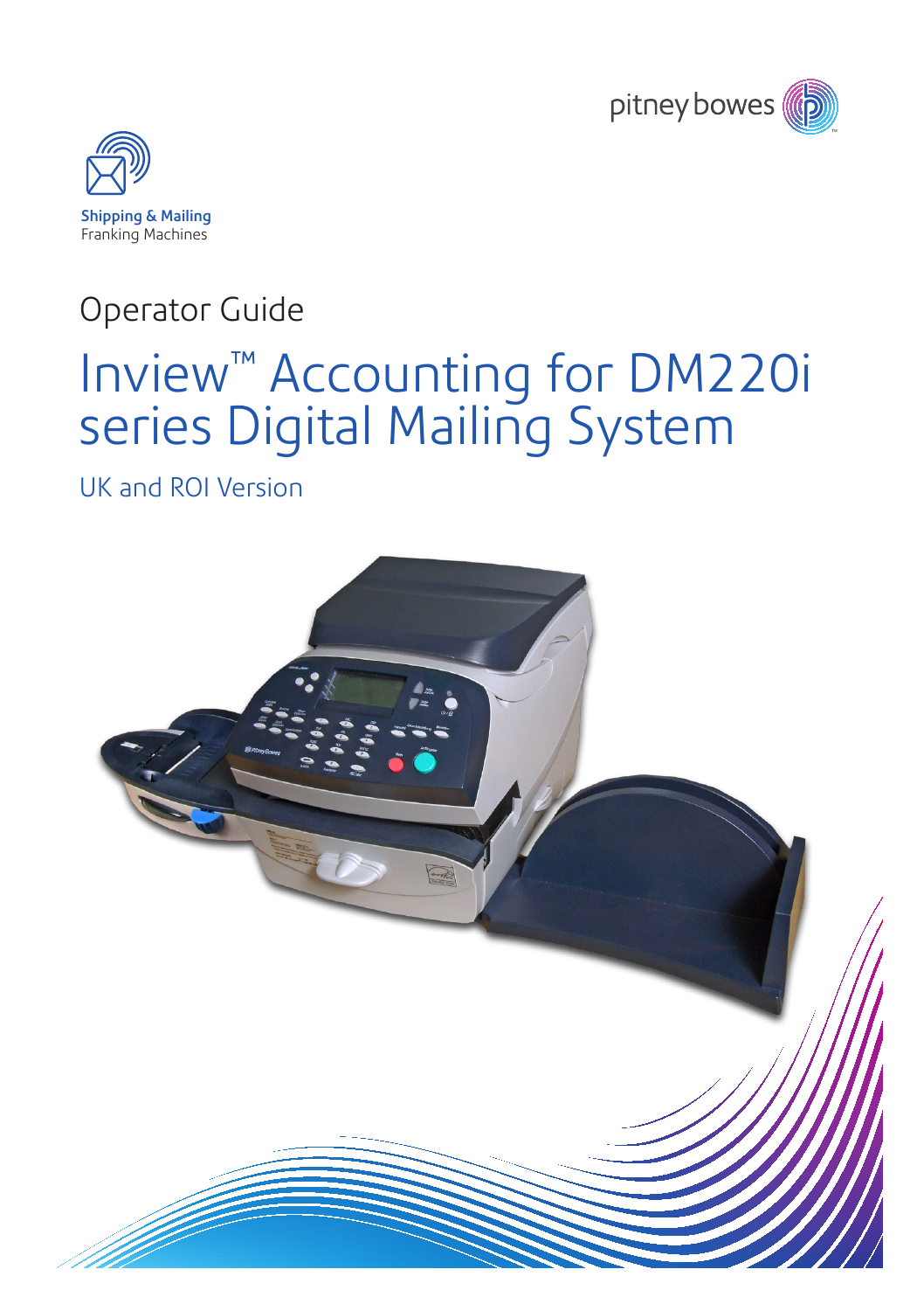pitney bowes

Shipping & Mailing
Franking Machines

Operator Guide

# Inview™ Accounting for DM220i series Digital Mailing System

UK and ROI Version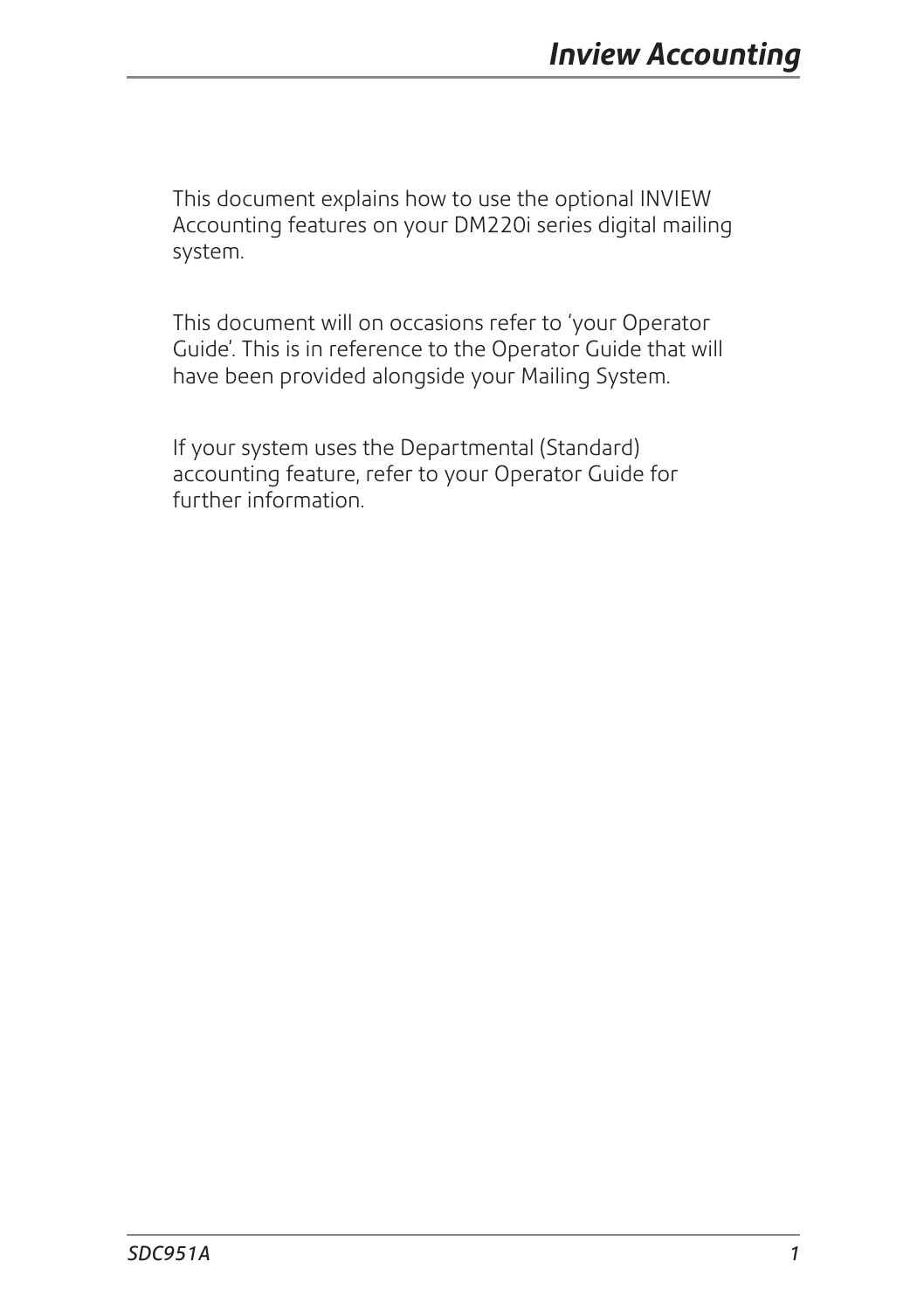This document explains how to use the optional INVIEW Accounting features on your DM220i series digital mailing system.

This document will on occasions refer to 'your Operator Guide'. This is in reference to the Operator Guide that will have been provided alongside your Mailing System.

If your system uses the Departmental (Standard) accounting feature, refer to your Operator Guide for further information.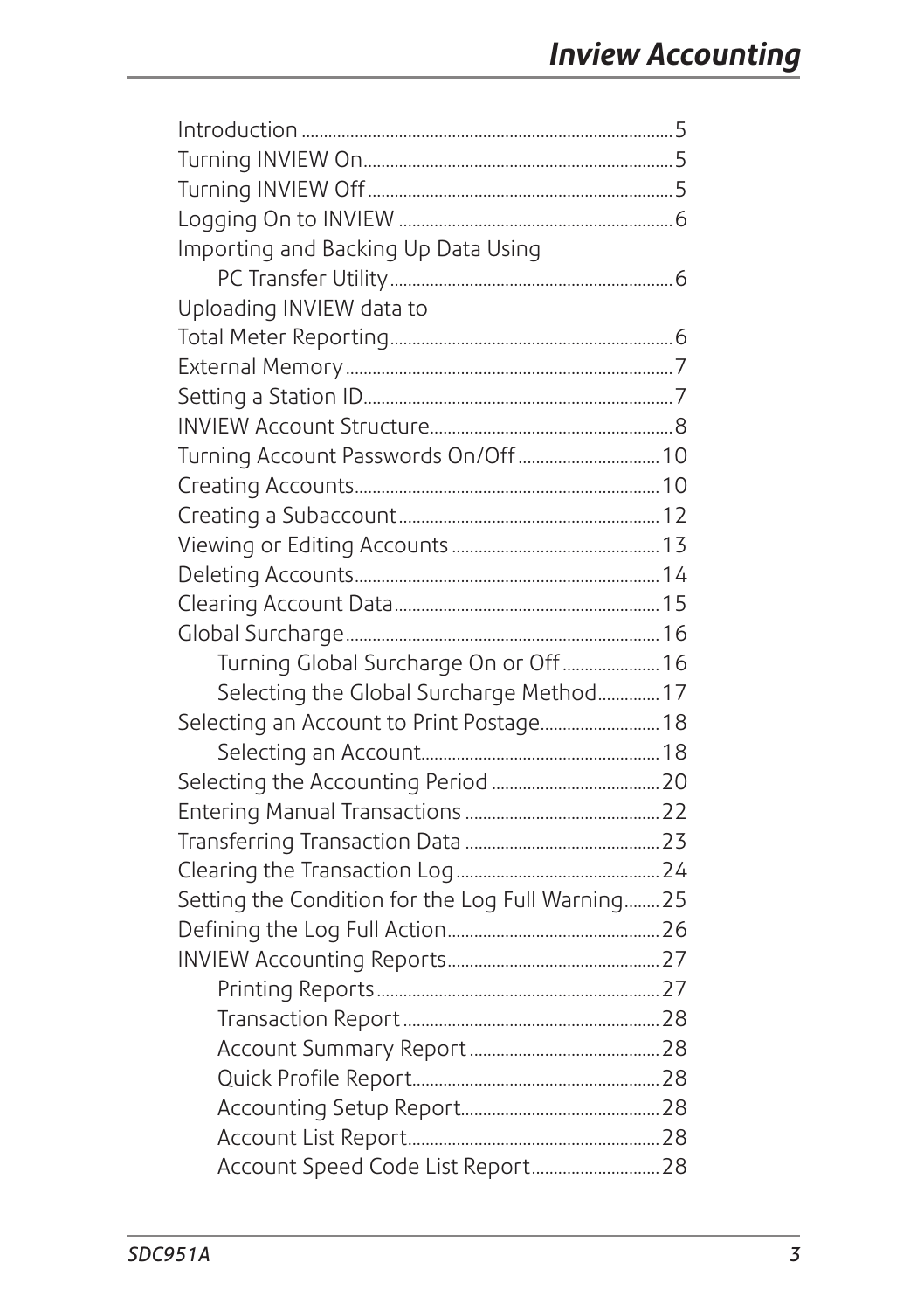# Inview Accounting

- Introduction ..... 5
- Turning INVIEW On ..... 5
- Turning INVIEW Off ..... 5
- Logging On to INVIEW ..... 6
- Importing and Backing Up Data Using PC Transfer Utility ..... 6
- Uploading INVIEW data to Total Meter Reporting ..... 6
- External Memory ..... 7
- Setting a Station ID ..... 7
- INVIEW Account Structure ..... 8
- Turning Account Passwords On/Off ..... 10
- Creating Accounts ..... 10
- Creating a Subaccount ..... 12
- Viewing or Editing Accounts ..... 13
- Deleting Accounts ..... 14
- Clearing Account Data ..... 15
- Global Surcharge ..... 16
  - Turning Global Surcharge On or Off ..... 16
  - Selecting the Global Surcharge Method ..... 17
- Selecting an Account to Print Postage ..... 18
  - Selecting an Account ..... 18
- Selecting the Accounting Period ..... 20
- Entering Manual Transactions ..... 22
- Transferring Transaction Data ..... 23
- Clearing the Transaction Log ..... 24
- Setting the Condition for the Log Full Warning ..... 25
- Defining the Log Full Action ..... 26
- INVIEW Accounting Reports ..... 27
  - Printing Reports ..... 27
  - Transaction Report ..... 28
  - Account Summary Report ..... 28
  - Quick Profile Report ..... 28
  - Accounting Setup Report ..... 28
  - Account List Report ..... 28
  - Account Speed Code List Report ..... 28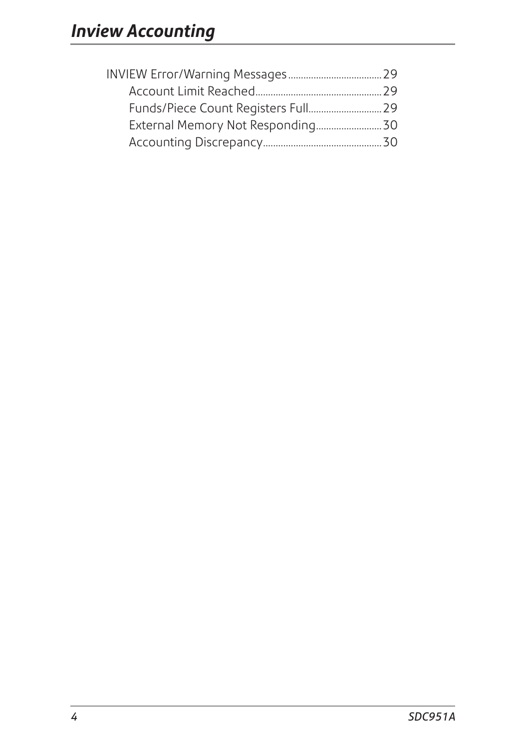INVIEW Error/Warning Messages ..................................... 29
  - Account Limit Reached .................................................. 29
  - Funds/Piece Count Registers Full ............................. 29
  - External Memory Not Responding .......................... 30
  - Accounting Discrepancy ............................................... 30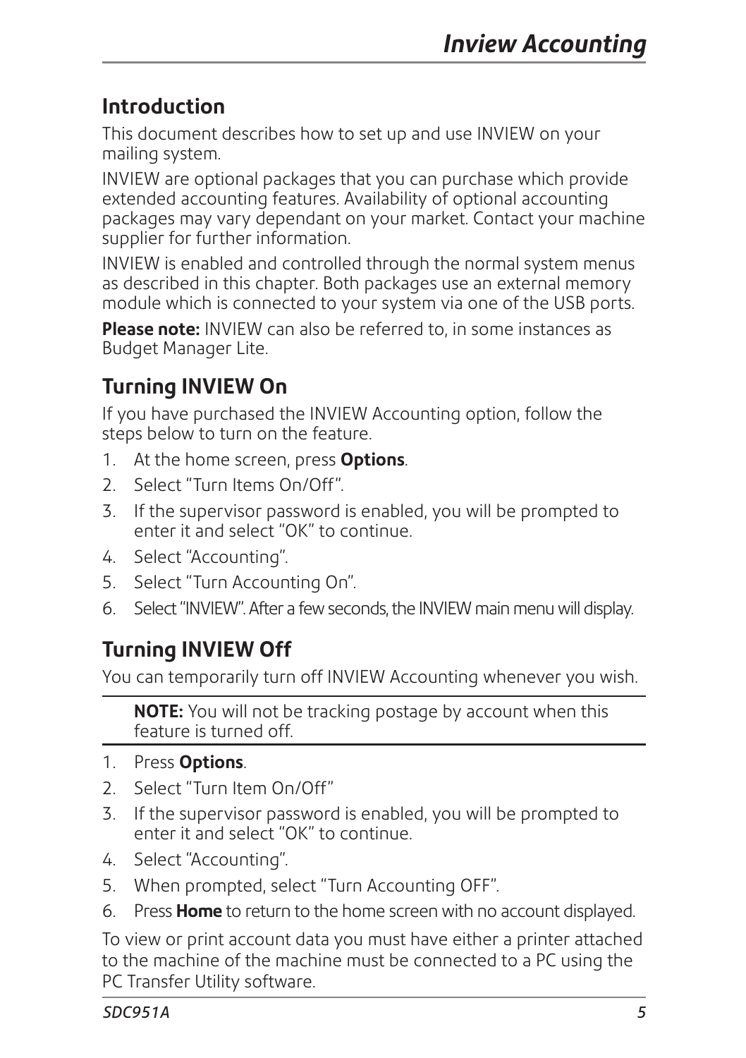## Introduction

This document describes how to set up and use INVIEW on your mailing system.

INVIEW are optional packages that you can purchase which provide extended accounting features. Availability of optional accounting packages may vary dependant on your market. Contact your machine supplier for further information.

INVIEW is enabled and controlled through the normal system menus as described in this chapter. Both packages use an external memory module which is connected to your system via one of the USB ports.

**Please note:** INVIEW can also be referred to, in some instances as Budget Manager Lite.

## Turning INVIEW On

If you have purchased the INVIEW Accounting option, follow the steps below to turn on the feature.

1. At the home screen, press **Options**.
2. Select "Turn Items On/Off".
3. If the supervisor password is enabled, you will be prompted to enter it and select "OK" to continue.
4. Select "Accounting".
5. Select "Turn Accounting On".
6. Select "INVIEW". After a few seconds, the INVIEW main menu will display.

## Turning INVIEW Off

You can temporarily turn off INVIEW Accounting whenever you wish.

**NOTE:** You will not be tracking postage by account when this feature is turned off.

1. Press **Options**.
2. Select "Turn Item On/Off"
3. If the supervisor password is enabled, you will be prompted to enter it and select "OK" to continue.
4. Select "Accounting".
5. When prompted, select "Turn Accounting OFF".
6. Press **Home** to return to the home screen with no account displayed.

To view or print account data you must have either a printer attached to the machine of the machine must be connected to a PC using the PC Transfer Utility software.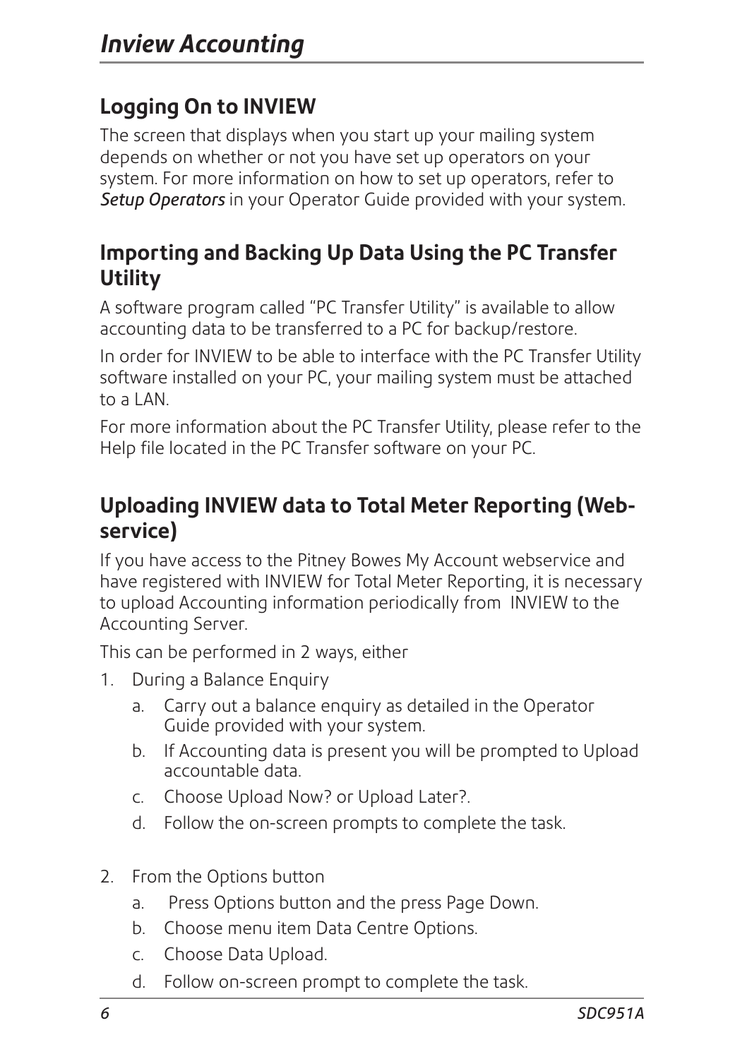## Logging On to INVIEW

The screen that displays when you start up your mailing system depends on whether or not you have set up operators on your system. For more information on how to set up operators, refer to *Setup Operators* in your Operator Guide provided with your system.

## Importing and Backing Up Data Using the PC Transfer Utility

A software program called "PC Transfer Utility" is available to allow accounting data to be transferred to a PC for backup/restore.

In order for INVIEW to be able to interface with the PC Transfer Utility software installed on your PC, your mailing system must be attached to a LAN.

For more information about the PC Transfer Utility, please refer to the Help file located in the PC Transfer software on your PC.

## Uploading INVIEW data to Total Meter Reporting (Web-service)

If you have access to the Pitney Bowes My Account webservice and have registered with INVIEW for Total Meter Reporting, it is necessary to upload Accounting information periodically from INVIEW to the Accounting Server.

This can be performed in 2 ways, either

1. During a Balance Enquiry
   a. Carry out a balance enquiry as detailed in the Operator Guide provided with your system.
   b. If Accounting data is present you will be prompted to Upload accountable data.
   c. Choose Upload Now? or Upload Later?.
   d. Follow the on-screen prompts to complete the task.

2. From the Options button
   a. Press Options button and the press Page Down.
   b. Choose menu item Data Centre Options.
   c. Choose Data Upload.
   d. Follow on-screen prompt to complete the task.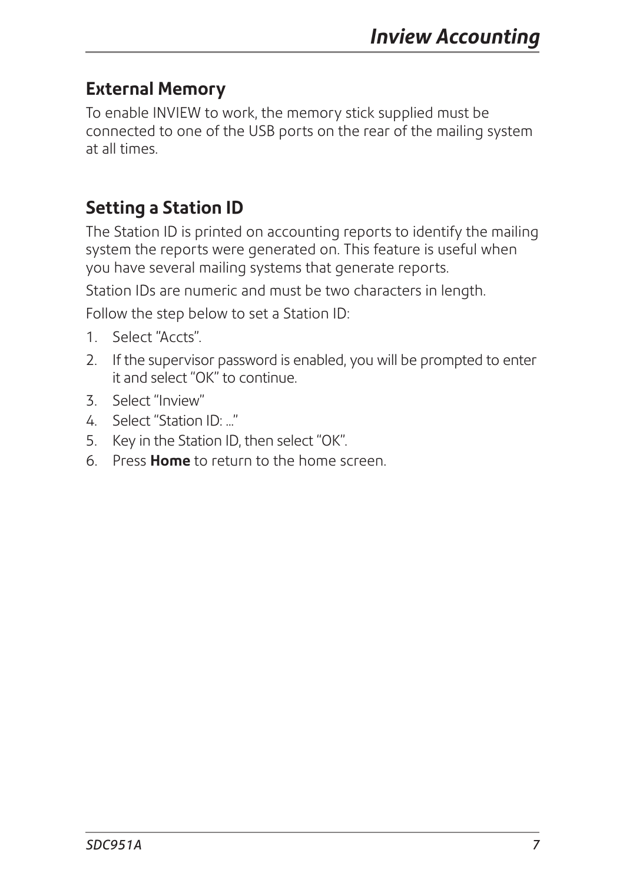## External Memory

To enable INVIEW to work, the memory stick supplied must be connected to one of the USB ports on the rear of the mailing system at all times.

## Setting a Station ID

The Station ID is printed on accounting reports to identify the mailing system the reports were generated on. This feature is useful when you have several mailing systems that generate reports.

Station IDs are numeric and must be two characters in length.

Follow the step below to set a Station ID:

1. Select "Accts".
2. If the supervisor password is enabled, you will be prompted to enter it and select "OK" to continue.
3. Select "Inview"
4. Select "Station ID: ..."
5. Key in the Station ID, then select "OK".
6. Press **Home** to return to the home screen.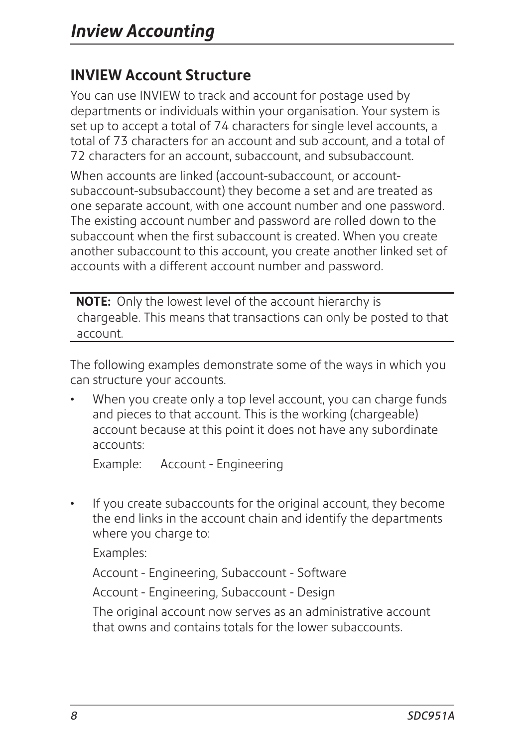## INVIEW Account Structure

You can use INVIEW to track and account for postage used by departments or individuals within your organisation. Your system is set up to accept a total of 74 characters for single level accounts, a total of 73 characters for an account and sub account, and a total of 72 characters for an account, subaccount, and subsubaccount.

When accounts are linked (account-subaccount, or account-subaccount-subsubaccount) they become a set and are treated as one separate account, with one account number and one password. The existing account number and password are rolled down to the subaccount when the first subaccount is created. When you create another subaccount to this account, you create another linked set of accounts with a different account number and password.

---

**NOTE:** Only the lowest level of the account hierarchy is chargeable. This means that transactions can only be posted to that account.

---

The following examples demonstrate some of the ways in which you can structure your accounts.

- When you create only a top level account, you can charge funds and pieces to that account. This is the working (chargeable) account because at this point it does not have any subordinate accounts:

  Example: Account - Engineering

- If you create subaccounts for the original account, they become the end links in the account chain and identify the departments where you charge to:

  Examples:

  Account - Engineering, Subaccount - Software

  Account - Engineering, Subaccount - Design

  The original account now serves as an administrative account that owns and contains totals for the lower subaccounts.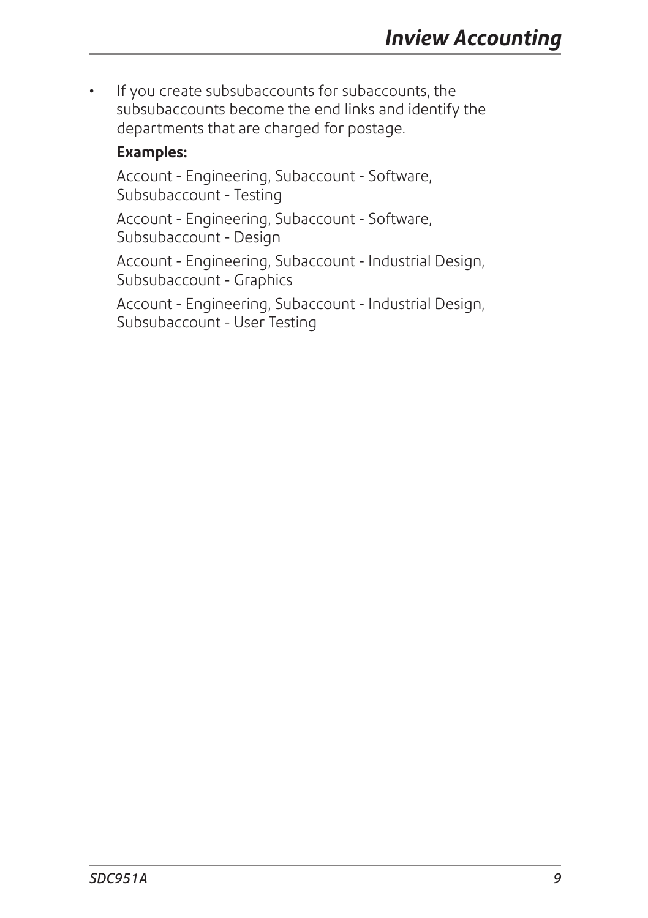- If you create subsubaccounts for subaccounts, the subsubaccounts become the end links and identify the departments that are charged for postage.

  **Examples:**

  Account - Engineering, Subaccount - Software, Subsubaccount - Testing

  Account - Engineering, Subaccount - Software, Subsubaccount - Design

  Account - Engineering, Subaccount - Industrial Design, Subsubaccount - Graphics

  Account - Engineering, Subaccount - Industrial Design, Subsubaccount - User Testing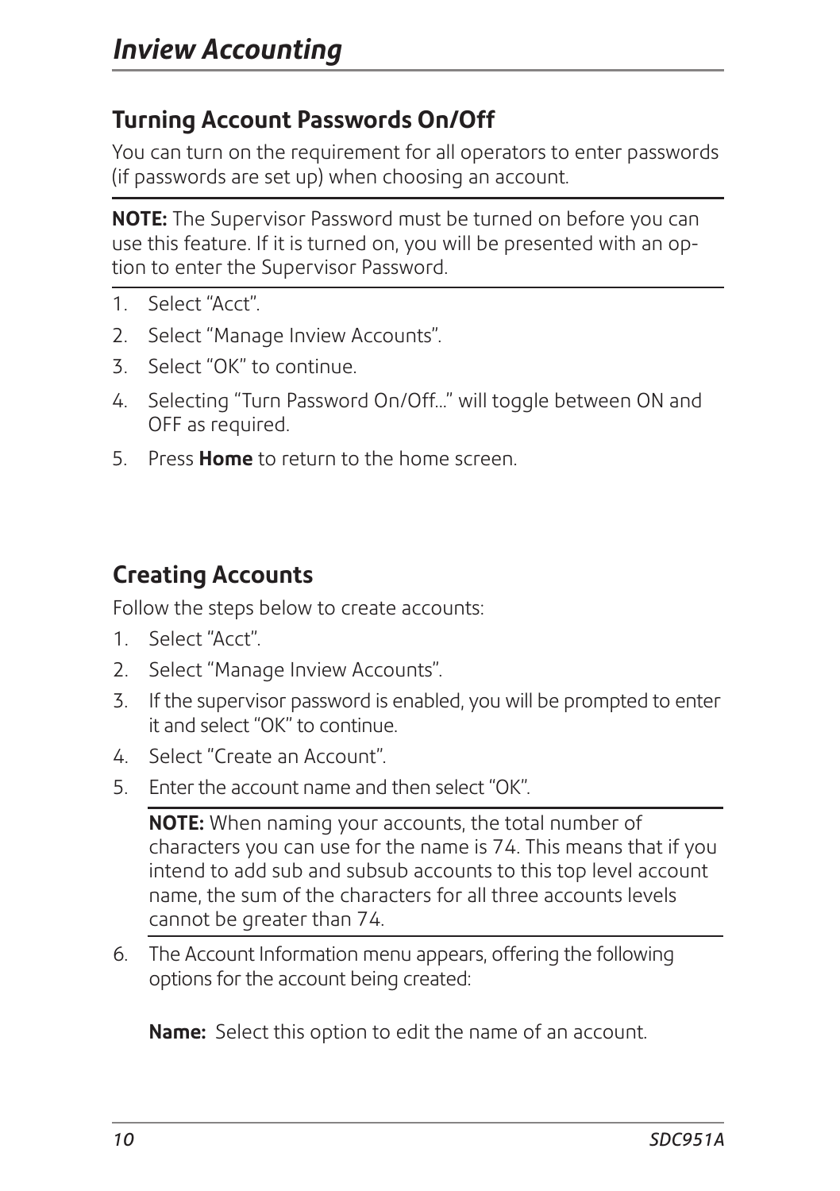# Inview Accounting

## Turning Account Passwords On/Off

You can turn on the requirement for all operators to enter passwords (if passwords are set up) when choosing an account.

**NOTE:** The Supervisor Password must be turned on before you can use this feature. If it is turned on, you will be presented with an option to enter the Supervisor Password.

1. Select “Acct”.
2. Select “Manage Inview Accounts”.
3. Select “OK” to continue.
4. Selecting “Turn Password On/Off...” will toggle between ON and OFF as required.
5. Press **Home** to return to the home screen.

## Creating Accounts

Follow the steps below to create accounts:

1. Select “Acct”.
2. Select “Manage Inview Accounts”.
3. If the supervisor password is enabled, you will be prompted to enter it and select “OK” to continue.
4. Select “Create an Account”.
5. Enter the account name and then select “OK”.

   **NOTE:** When naming your accounts, the total number of characters you can use for the name is 74. This means that if you intend to add sub and subsub accounts to this top level account name, the sum of the characters for all three accounts levels cannot be greater than 74.

6. The Account Information menu appears, offering the following options for the account being created:

   **Name:** Select this option to edit the name of an account.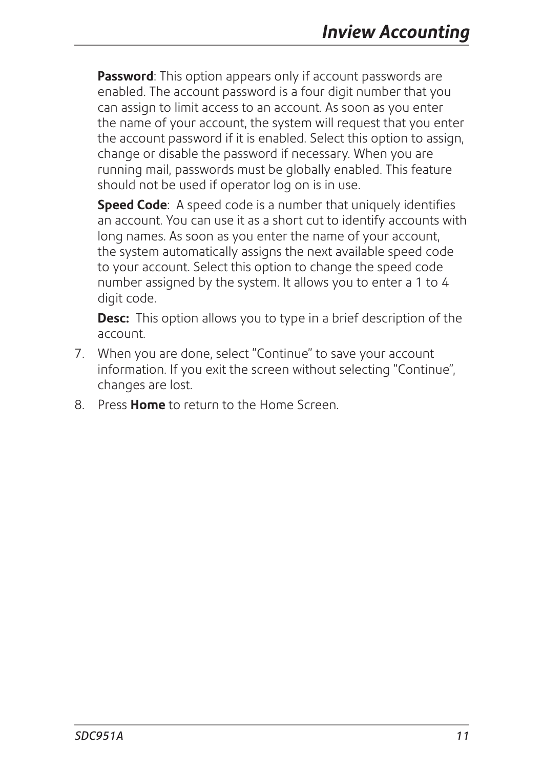**Password**: This option appears only if account passwords are enabled. The account password is a four digit number that you can assign to limit access to an account. As soon as you enter the name of your account, the system will request that you enter the account password if it is enabled. Select this option to assign, change or disable the password if necessary. When you are running mail, passwords must be globally enabled. This feature should not be used if operator log on is in use.

**Speed Code**: A speed code is a number that uniquely identifies an account. You can use it as a short cut to identify accounts with long names. As soon as you enter the name of your account, the system automatically assigns the next available speed code to your account. Select this option to change the speed code number assigned by the system. It allows you to enter a 1 to 4 digit code.

**Desc:** This option allows you to type in a brief description of the account.

7. When you are done, select "Continue" to save your account information. If you exit the screen without selecting "Continue", changes are lost.
8. Press **Home** to return to the Home Screen.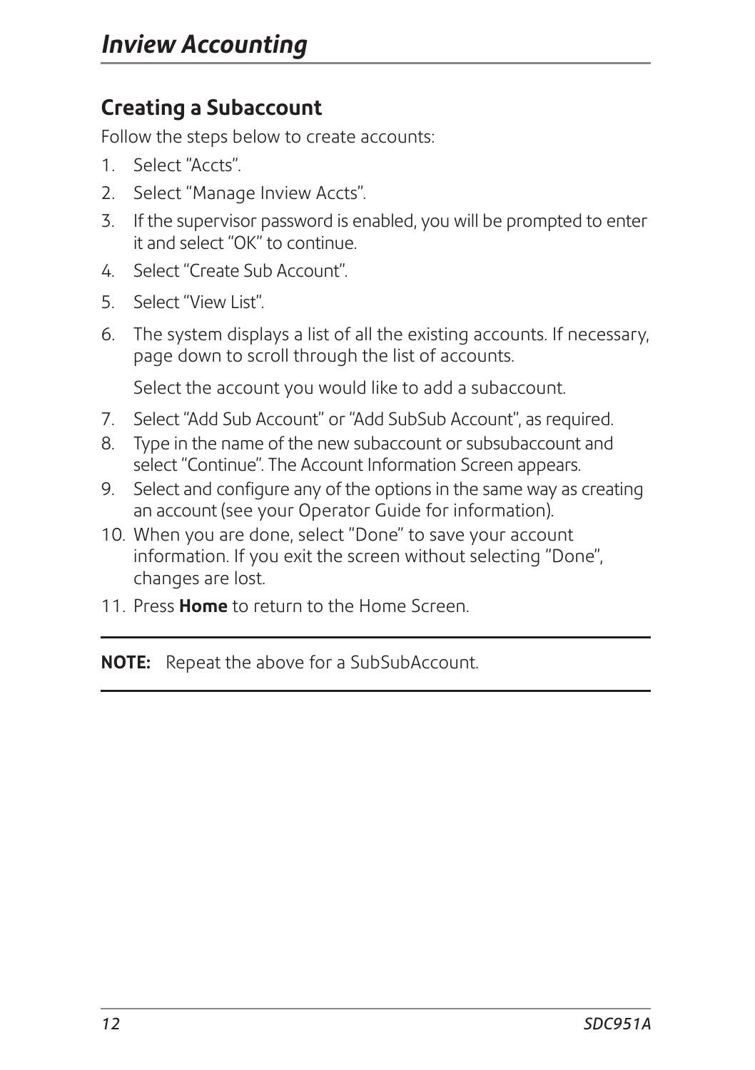## Creating a Subaccount

Follow the steps below to create accounts:

1. Select "Accts".
2. Select "Manage Inview Accts".
3. If the supervisor password is enabled, you will be prompted to enter it and select "OK" to continue.
4. Select "Create Sub Account".
5. Select "View List".
6. The system displays a list of all the existing accounts. If necessary, page down to scroll through the list of accounts.

   Select the account you would like to add a subaccount.
7. Select "Add Sub Account" or "Add SubSub Account", as required.
8. Type in the name of the new subaccount or subsubaccount and select "Continue". The Account Information Screen appears.
9. Select and configure any of the options in the same way as creating an account (see your Operator Guide for information).
10. When you are done, select "Done" to save your account information. If you exit the screen without selecting "Done", changes are lost.
11. Press **Home** to return to the Home Screen.

---

**NOTE:** Repeat the above for a SubSubAccount.

---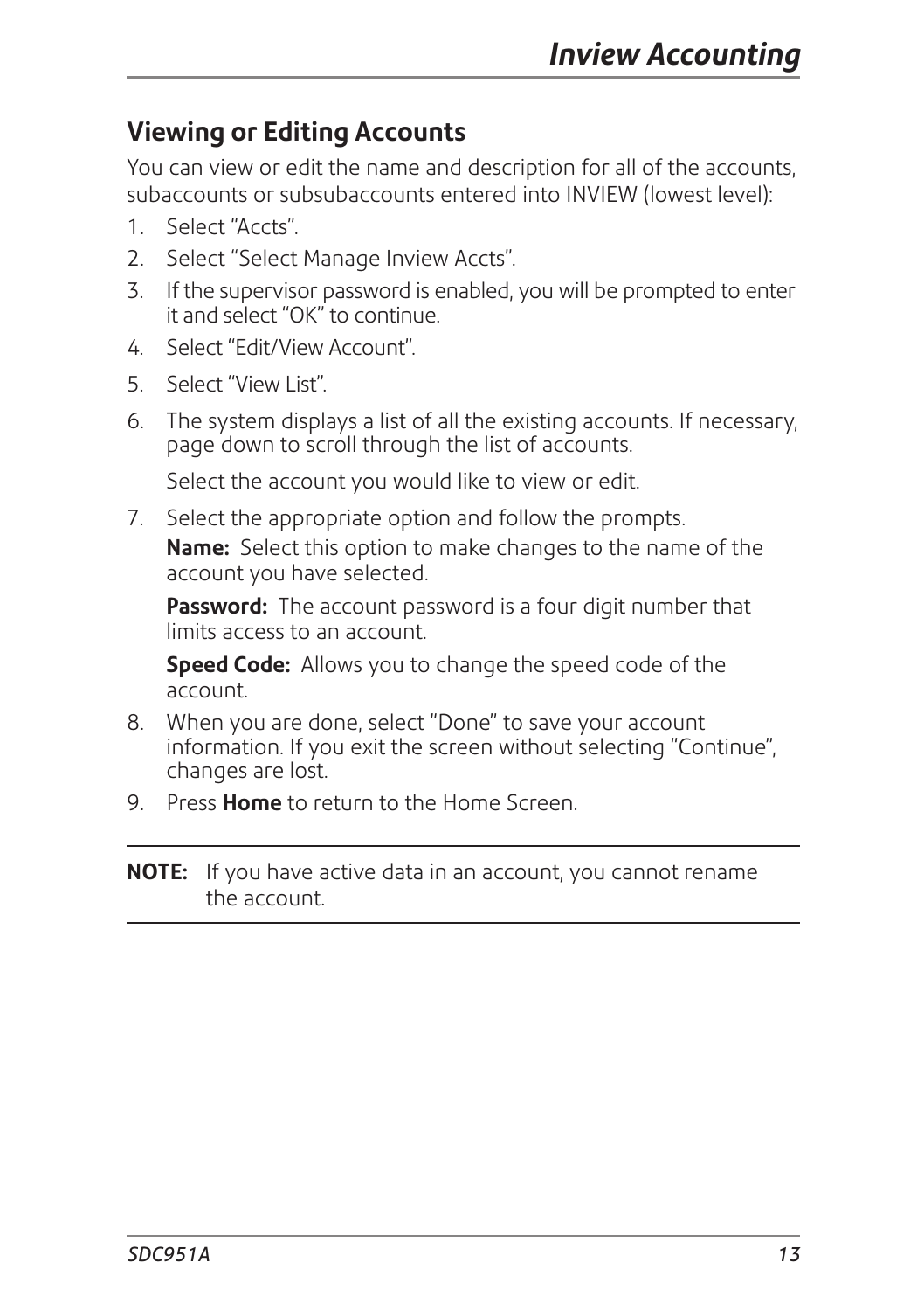## Viewing or Editing Accounts

You can view or edit the name and description for all of the accounts, subaccounts or subsubaccounts entered into INVIEW (lowest level):

1. Select "Accts".
2. Select "Select Manage Inview Accts".
3. If the supervisor password is enabled, you will be prompted to enter it and select "OK" to continue.
4. Select "Edit/View Account".
5. Select "View List".
6. The system displays a list of all the existing accounts. If necessary, page down to scroll through the list of accounts.

   Select the account you would like to view or edit.
7. Select the appropriate option and follow the prompts.

   **Name:** Select this option to make changes to the name of the account you have selected.

   **Password:** The account password is a four digit number that limits access to an account.

   **Speed Code:** Allows you to change the speed code of the account.
8. When you are done, select "Done" to save your account information. If you exit the screen without selecting "Continue", changes are lost.
9. Press **Home** to return to the Home Screen.

---

**NOTE:** If you have active data in an account, you cannot rename the account.

---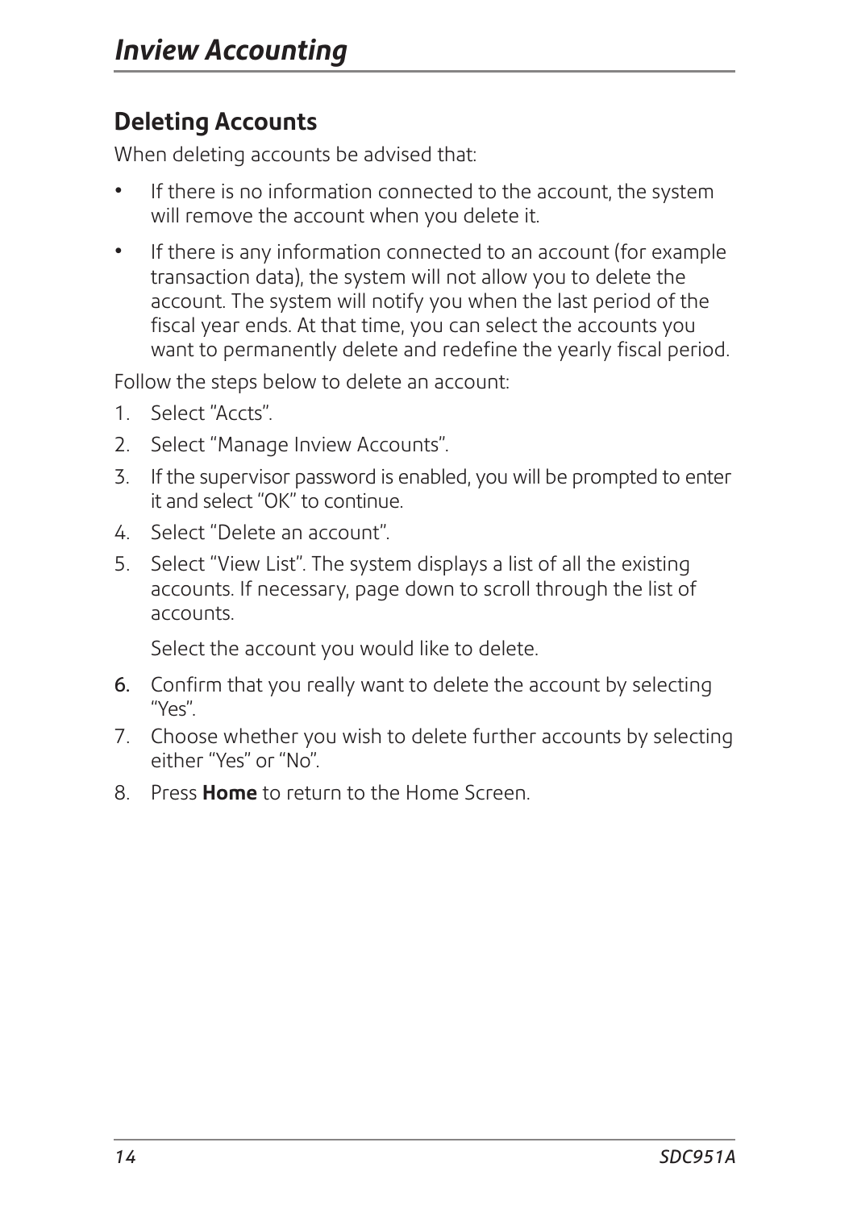## Deleting Accounts

When deleting accounts be advised that:

- If there is no information connected to the account, the system will remove the account when you delete it.
- If there is any information connected to an account (for example transaction data), the system will not allow you to delete the account. The system will notify you when the last period of the fiscal year ends. At that time, you can select the accounts you want to permanently delete and redefine the yearly fiscal period.

Follow the steps below to delete an account:

1. Select "Accts".
2. Select "Manage Inview Accounts".
3. If the supervisor password is enabled, you will be prompted to enter it and select "OK" to continue.
4. Select "Delete an account".
5. Select "View List". The system displays a list of all the existing accounts. If necessary, page down to scroll through the list of accounts.

   Select the account you would like to delete.
6. Confirm that you really want to delete the account by selecting "Yes".
7. Choose whether you wish to delete further accounts by selecting either "Yes" or "No".
8. Press **Home** to return to the Home Screen.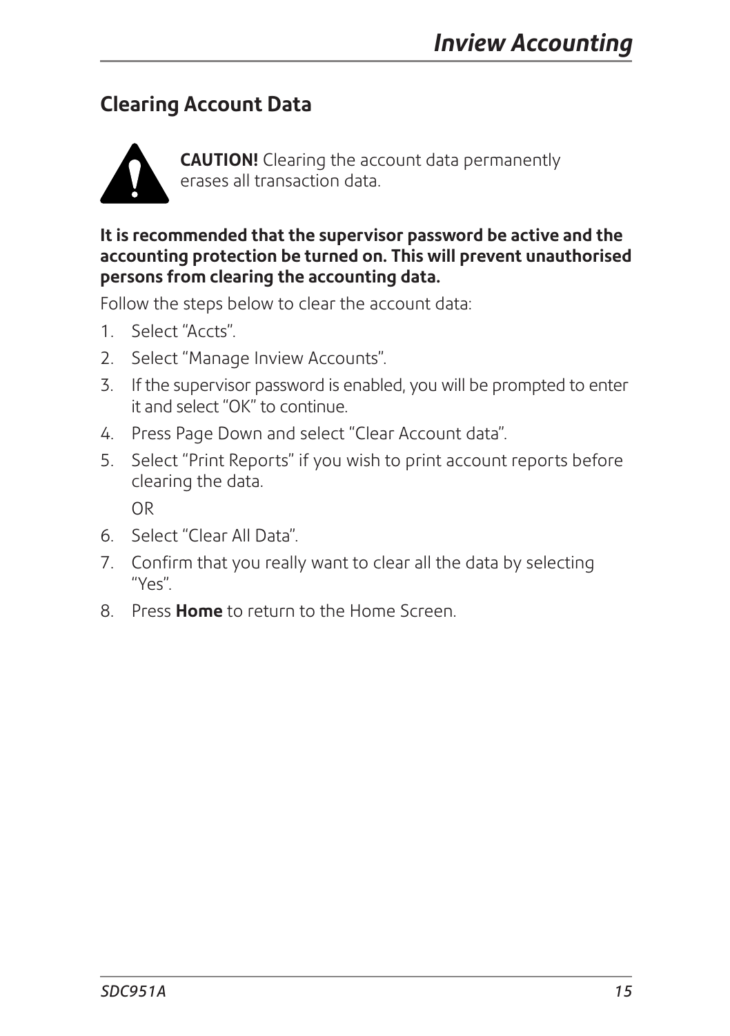## Clearing Account Data

**CAUTION!** Clearing the account data permanently erases all transaction data.

**It is recommended that the supervisor password be active and the accounting protection be turned on. This will prevent unauthorised persons from clearing the accounting data.**

Follow the steps below to clear the account data:

1. Select "Accts".
2. Select "Manage Inview Accounts".
3. If the supervisor password is enabled, you will be prompted to enter it and select "OK" to continue.
4. Press Page Down and select "Clear Account data".
5. Select "Print Reports" if you wish to print account reports before clearing the data.

   OR
6. Select "Clear All Data".
7. Confirm that you really want to clear all the data by selecting "Yes".
8. Press **Home** to return to the Home Screen.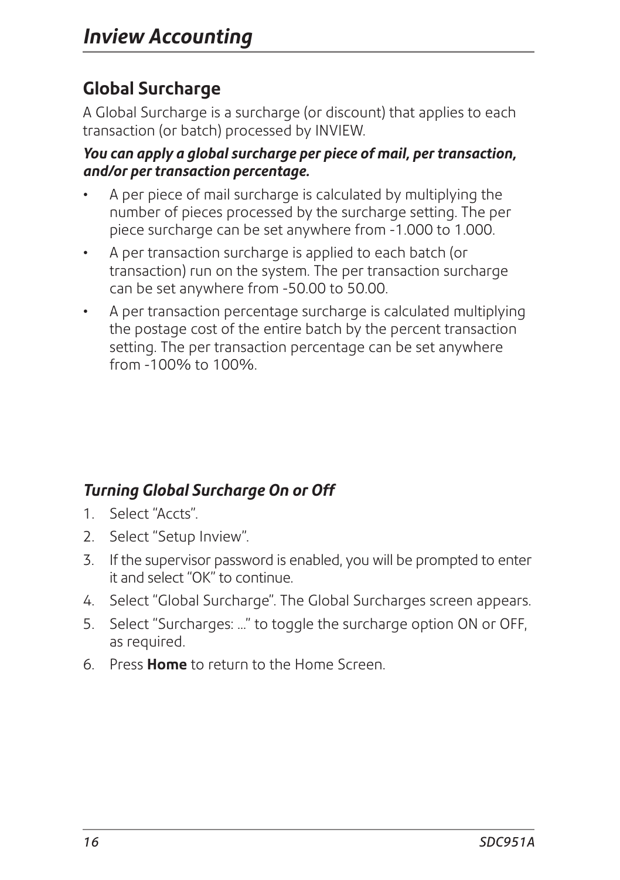## Global Surcharge

A Global Surcharge is a surcharge (or discount) that applies to each transaction (or batch) processed by INVIEW.

***You can apply a global surcharge per piece of mail, per transaction, and/or per transaction percentage.***

- A per piece of mail surcharge is calculated by multiplying the number of pieces processed by the surcharge setting. The per piece surcharge can be set anywhere from -1.000 to 1.000.
- A per transaction surcharge is applied to each batch (or transaction) run on the system. The per transaction surcharge can be set anywhere from -50.00 to 50.00.
- A per transaction percentage surcharge is calculated multiplying the postage cost of the entire batch by the percent transaction setting. The per transaction percentage can be set anywhere from -100% to 100%.

### *Turning Global Surcharge On or Off*

1. Select "Accts".
2. Select "Setup Inview".
3. If the supervisor password is enabled, you will be prompted to enter it and select "OK" to continue.
4. Select "Global Surcharge". The Global Surcharges screen appears.
5. Select "Surcharges: ..." to toggle the surcharge option ON or OFF, as required.
6. Press **Home** to return to the Home Screen.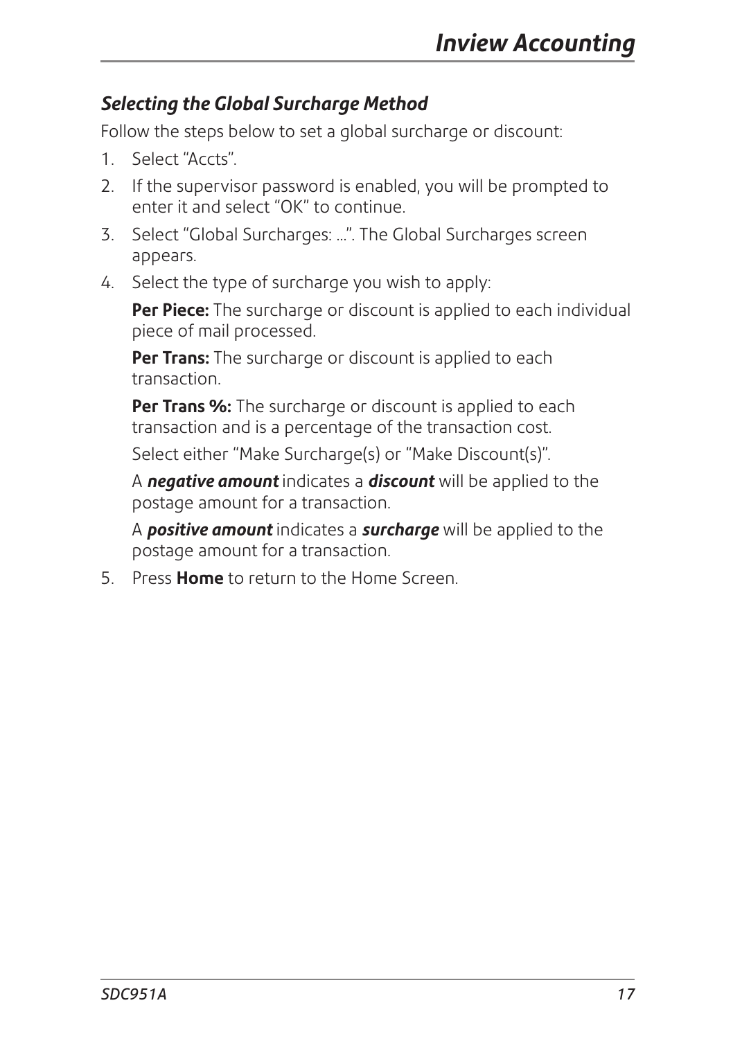### *Selecting the Global Surcharge Method*

Follow the steps below to set a global surcharge or discount:

1. Select "Accts".
2. If the supervisor password is enabled, you will be prompted to enter it and select "OK" to continue.
3. Select "Global Surcharges: ...". The Global Surcharges screen appears.
4. Select the type of surcharge you wish to apply:

   **Per Piece:** The surcharge or discount is applied to each individual piece of mail processed.

   **Per Trans:** The surcharge or discount is applied to each transaction.

   **Per Trans %:** The surcharge or discount is applied to each transaction and is a percentage of the transaction cost.

   Select either "Make Surcharge(s) or "Make Discount(s)".

   A ***negative amount*** indicates a ***discount*** will be applied to the postage amount for a transaction.

   A ***positive amount*** indicates a ***surcharge*** will be applied to the postage amount for a transaction.

5. Press **Home** to return to the Home Screen.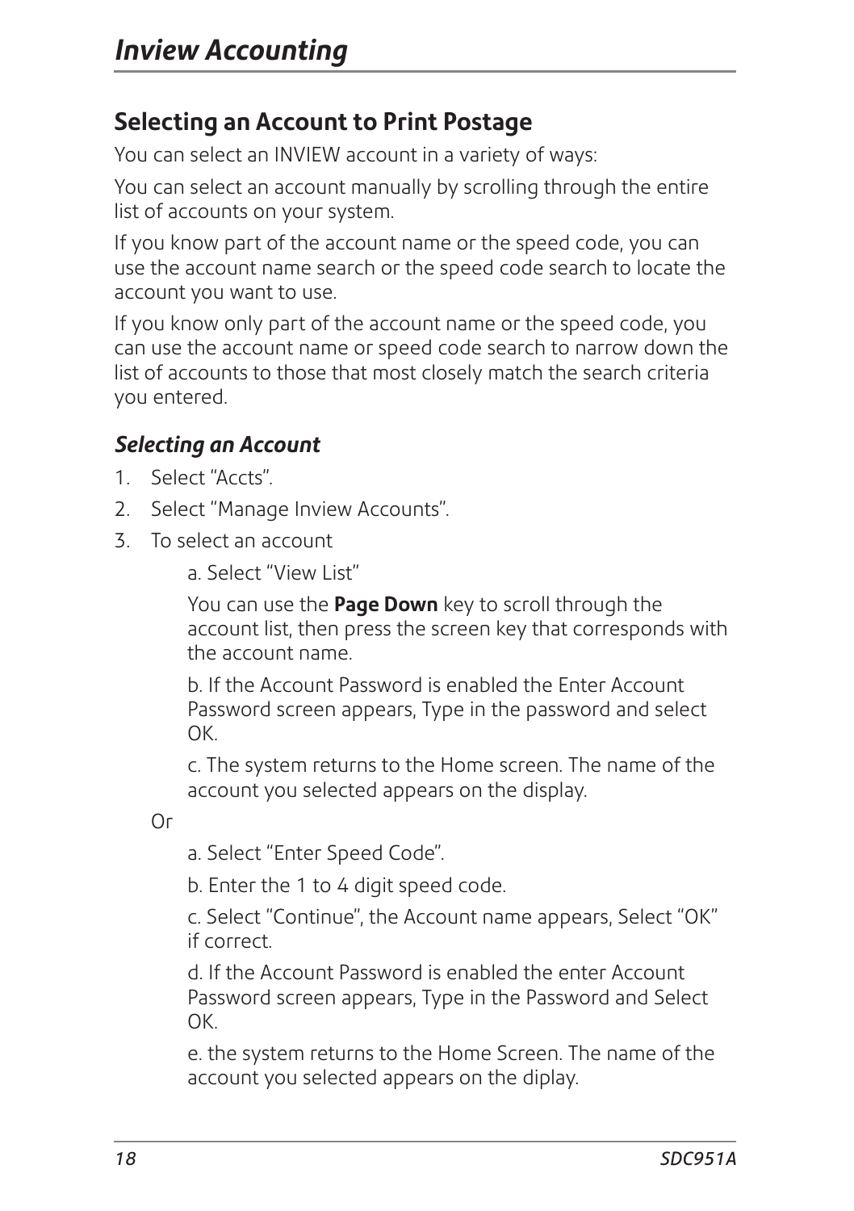## Selecting an Account to Print Postage

You can select an INVIEW account in a variety of ways:

You can select an account manually by scrolling through the entire list of accounts on your system.

If you know part of the account name or the speed code, you can use the account name search or the speed code search to locate the account you want to use.

If you know only part of the account name or the speed code, you can use the account name or speed code search to narrow down the list of accounts to those that most closely match the search criteria you entered.

### *Selecting an Account*

1. Select "Accts".
2. Select "Manage Inview Accounts".
3. To select an account

   a. Select "View List"

   You can use the **Page Down** key to scroll through the account list, then press the screen key that corresponds with the account name.

   b. If the Account Password is enabled the Enter Account Password screen appears, Type in the password and select OK.

   c. The system returns to the Home screen. The name of the account you selected appears on the display.

   Or

   a. Select "Enter Speed Code".

   b. Enter the 1 to 4 digit speed code.

   c. Select "Continue", the Account name appears, Select "OK" if correct.

   d. If the Account Password is enabled the enter Account Password screen appears, Type in the Password and Select OK.

   e. the system returns to the Home Screen. The name of the account you selected appears on the diplay.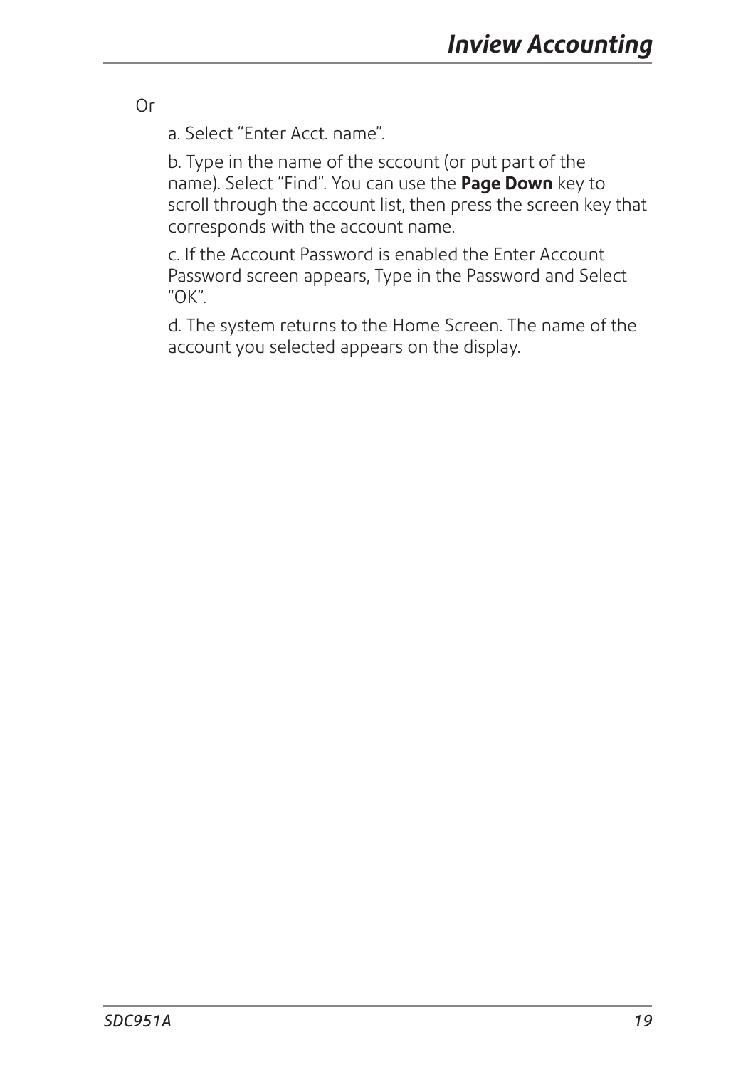Or

a. Select “Enter Acct. name”.

b. Type in the name of the sccount (or put part of the name). Select “Find”. You can use the **Page Down** key to scroll through the account list, then press the screen key that corresponds with the account name.

c. If the Account Password is enabled the Enter Account Password screen appears, Type in the Password and Select “OK”.

d. The system returns to the Home Screen. The name of the account you selected appears on the display.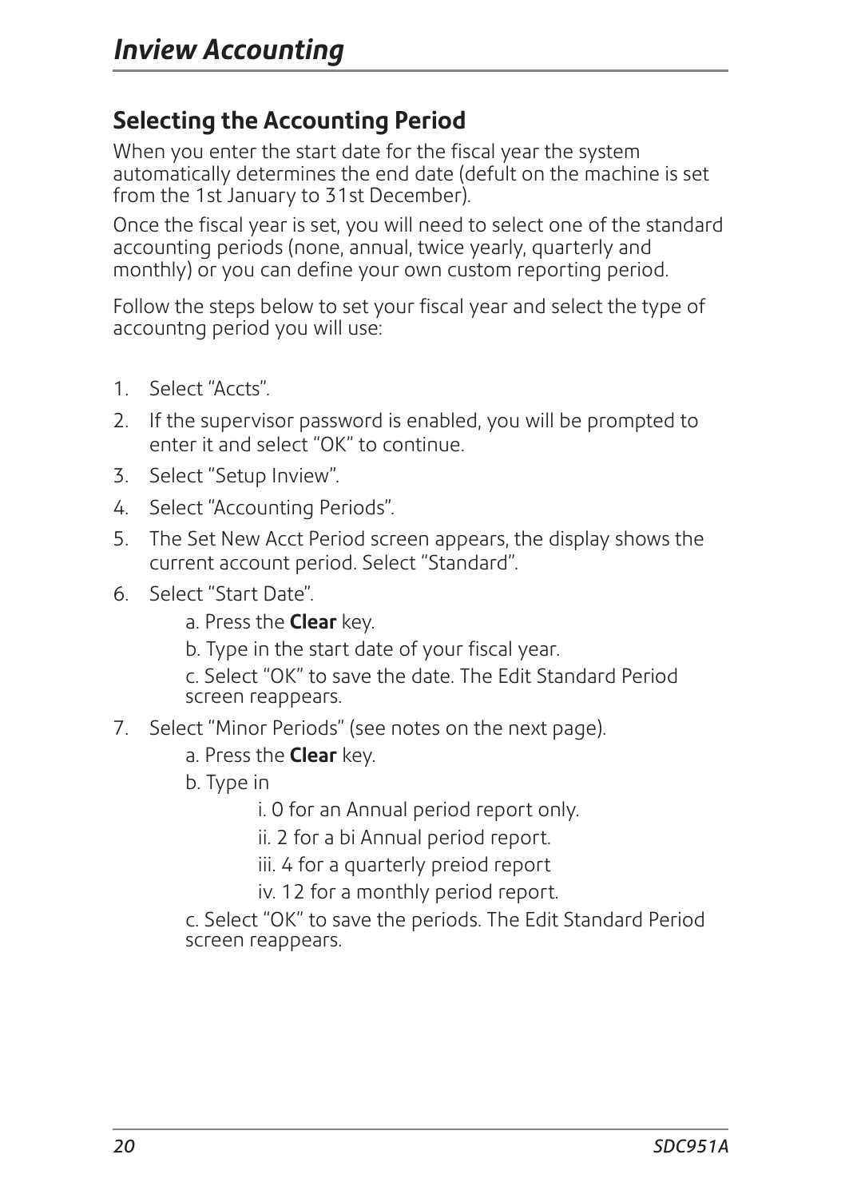## Selecting the Accounting Period

When you enter the start date for the fiscal year the system automatically determines the end date (defult on the machine is set from the 1st January to 31st December).

Once the fiscal year is set, you will need to select one of the standard accounting periods (none, annual, twice yearly, quarterly and monthly) or you can define your own custom reporting period.

Follow the steps below to set your fiscal year and select the type of accountng period you will use:

1. Select “Accts”.
2. If the supervisor password is enabled, you will be prompted to enter it and select “OK” to continue.
3. Select “Setup Inview”.
4. Select “Accounting Periods”.
5. The Set New Acct Period screen appears, the display shows the current account period. Select “Standard”.
6. Select “Start Date”.
   a. Press the **Clear** key.
   b. Type in the start date of your fiscal year.
   c. Select “OK” to save the date. The Edit Standard Period screen reappears.
7. Select “Minor Periods” (see notes on the next page).
   a. Press the **Clear** key.
   b. Type in
      i. 0 for an Annual period report only.
      ii. 2 for a bi Annual period report.
      iii. 4 for a quarterly preiod report
      iv. 12 for a monthly period report.
   c. Select “OK” to save the periods. The Edit Standard Period screen reappears.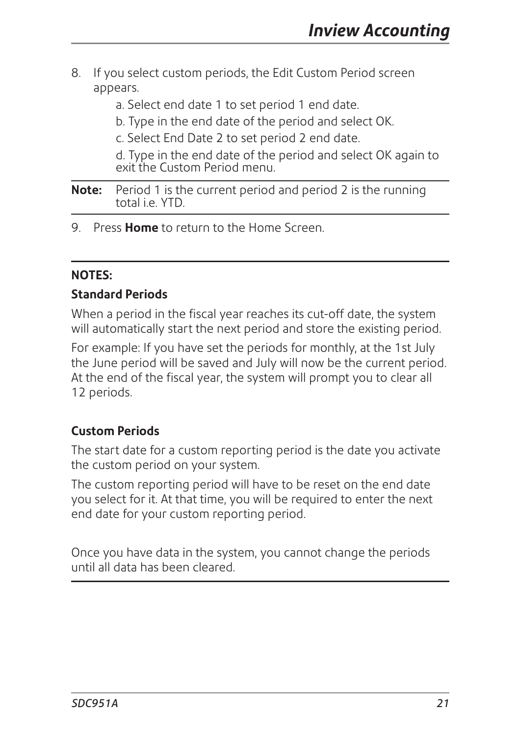8. If you select custom periods, the Edit Custom Period screen appears.

    a. Select end date 1 to set period 1 end date.

    b. Type in the end date of the period and select OK.

    c. Select End Date 2 to set period 2 end date.

    d. Type in the end date of the period and select OK again to exit the Custom Period menu.

**Note:** Period 1 is the current period and period 2 is the running total i.e. YTD.

9. Press **Home** to return to the Home Screen.

---

**NOTES:**

**Standard Periods**

When a period in the fiscal year reaches its cut-off date, the system will automatically start the next period and store the existing period.

For example: If you have set the periods for monthly, at the 1st July the June period will be saved and July will now be the current period. At the end of the fiscal year, the system will prompt you to clear all 12 periods.

**Custom Periods**

The start date for a custom reporting period is the date you activate the custom period on your system.

The custom reporting period will have to be reset on the end date you select for it. At that time, you will be required to enter the next end date for your custom reporting period.

Once you have data in the system, you cannot change the periods until all data has been cleared.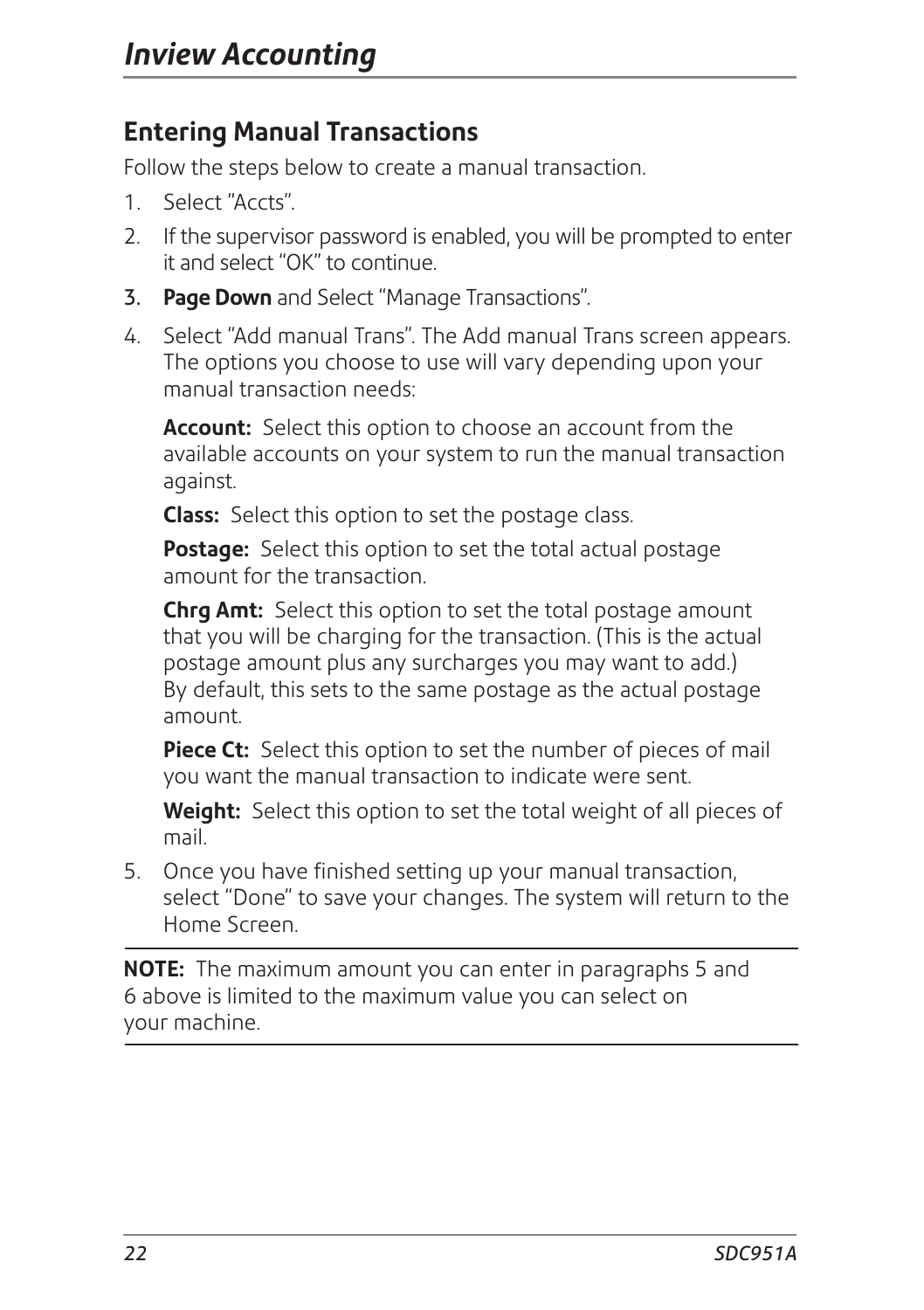## Entering Manual Transactions

Follow the steps below to create a manual transaction.

1. Select "Accts".
2. If the supervisor password is enabled, you will be prompted to enter it and select "OK" to continue.
3. **Page Down** and Select "Manage Transactions".
4. Select "Add manual Trans". The Add manual Trans screen appears. The options you choose to use will vary depending upon your manual transaction needs:

   **Account:** Select this option to choose an account from the available accounts on your system to run the manual transaction against.

   **Class:** Select this option to set the postage class.

   **Postage:** Select this option to set the total actual postage amount for the transaction.

   **Chrg Amt:** Select this option to set the total postage amount that you will be charging for the transaction. (This is the actual postage amount plus any surcharges you may want to add.) By default, this sets to the same postage as the actual postage amount.

   **Piece Ct:** Select this option to set the number of pieces of mail you want the manual transaction to indicate were sent.

   **Weight:** Select this option to set the total weight of all pieces of mail.

5. Once you have finished setting up your manual transaction, select "Done" to save your changes. The system will return to the Home Screen.

---

**NOTE:** The maximum amount you can enter in paragraphs 5 and 6 above is limited to the maximum value you can select on your machine.

---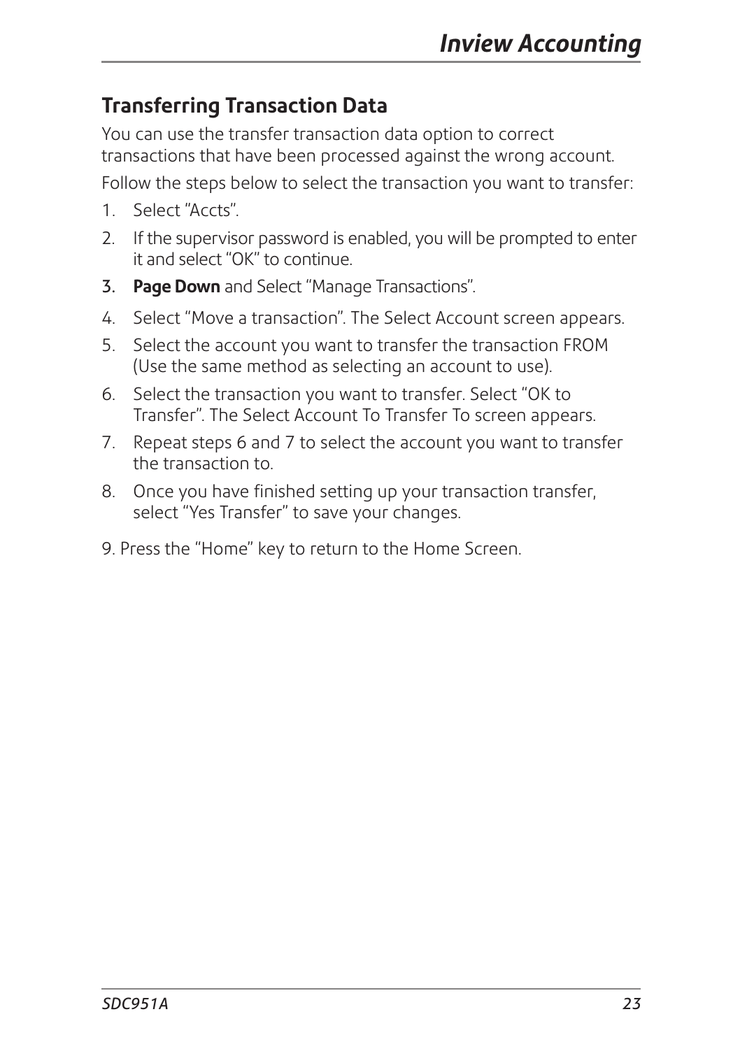## Transferring Transaction Data

You can use the transfer transaction data option to correct transactions that have been processed against the wrong account.

Follow the steps below to select the transaction you want to transfer:

1. Select "Accts".
2. If the supervisor password is enabled, you will be prompted to enter it and select "OK" to continue.
3. **Page Down** and Select "Manage Transactions".
4. Select "Move a transaction". The Select Account screen appears.
5. Select the account you want to transfer the transaction FROM (Use the same method as selecting an account to use).
6. Select the transaction you want to transfer. Select "OK to Transfer". The Select Account To Transfer To screen appears.
7. Repeat steps 6 and 7 to select the account you want to transfer the transaction to.
8. Once you have finished setting up your transaction transfer, select "Yes Transfer" to save your changes.

9. Press the "Home" key to return to the Home Screen.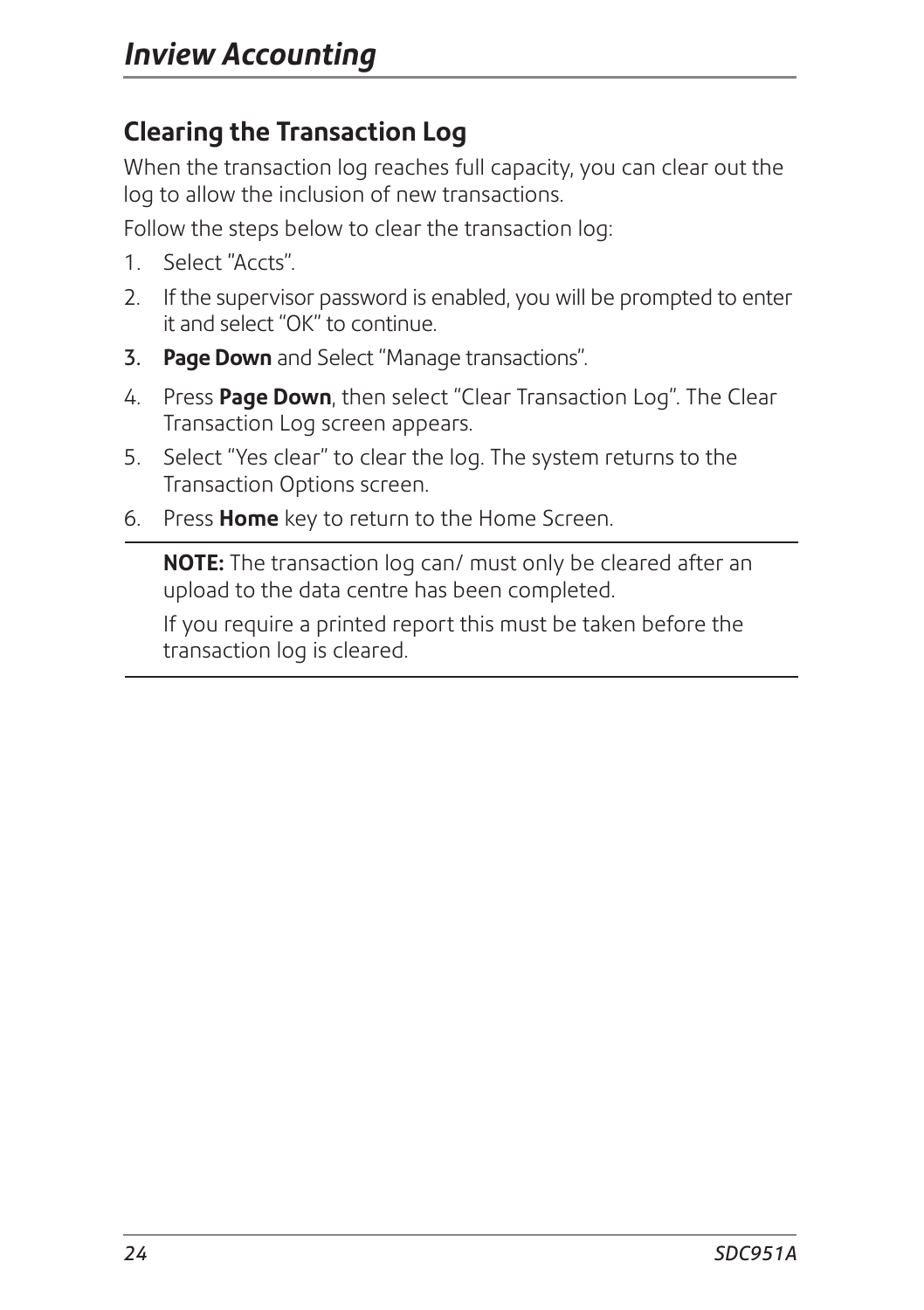## Clearing the Transaction Log

When the transaction log reaches full capacity, you can clear out the log to allow the inclusion of new transactions.

Follow the steps below to clear the transaction log:

1. Select "Accts".
2. If the supervisor password is enabled, you will be prompted to enter it and select "OK" to continue.
3. **Page Down** and Select "Manage transactions".
4. Press **Page Down**, then select "Clear Transaction Log". The Clear Transaction Log screen appears.
5. Select "Yes clear" to clear the log. The system returns to the Transaction Options screen.
6. Press **Home** key to return to the Home Screen.

**NOTE:** The transaction log can/ must only be cleared after an upload to the data centre has been completed.

If you require a printed report this must be taken before the transaction log is cleared.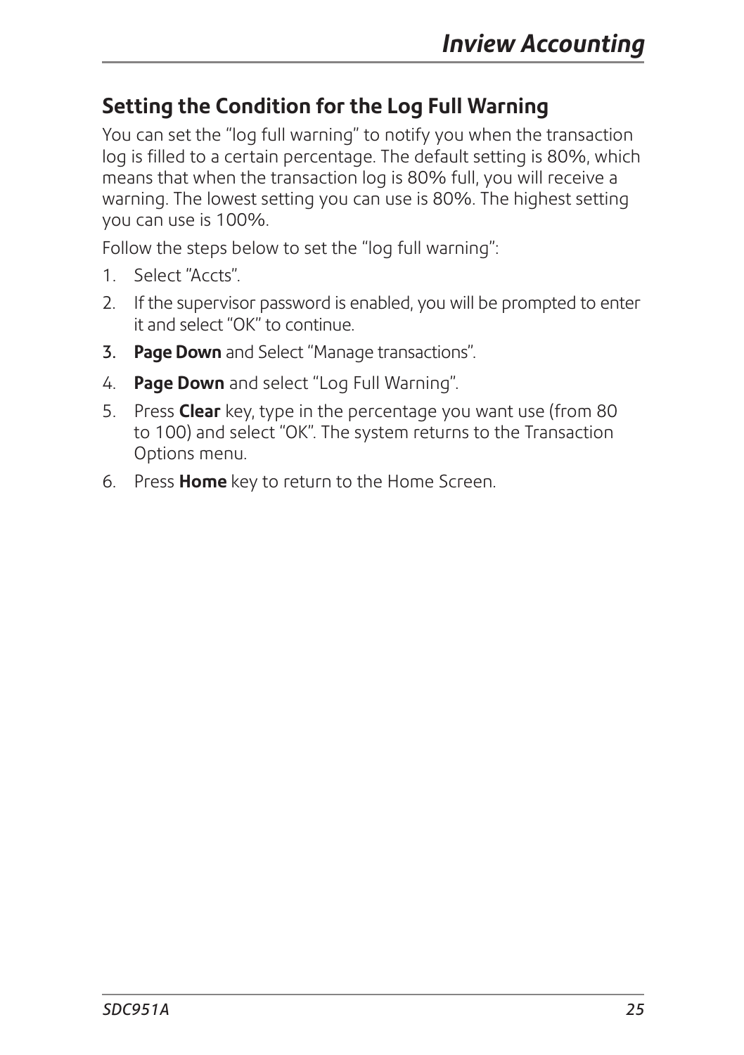## Setting the Condition for the Log Full Warning

You can set the "log full warning" to notify you when the transaction log is filled to a certain percentage. The default setting is 80%, which means that when the transaction log is 80% full, you will receive a warning. The lowest setting you can use is 80%. The highest setting you can use is 100%.

Follow the steps below to set the "log full warning":

1. Select "Accts".
2. If the supervisor password is enabled, you will be prompted to enter it and select "OK" to continue.
3. **Page Down** and Select "Manage transactions".
4. **Page Down** and select "Log Full Warning".
5. Press **Clear** key, type in the percentage you want use (from 80 to 100) and select "OK". The system returns to the Transaction Options menu.
6. Press **Home** key to return to the Home Screen.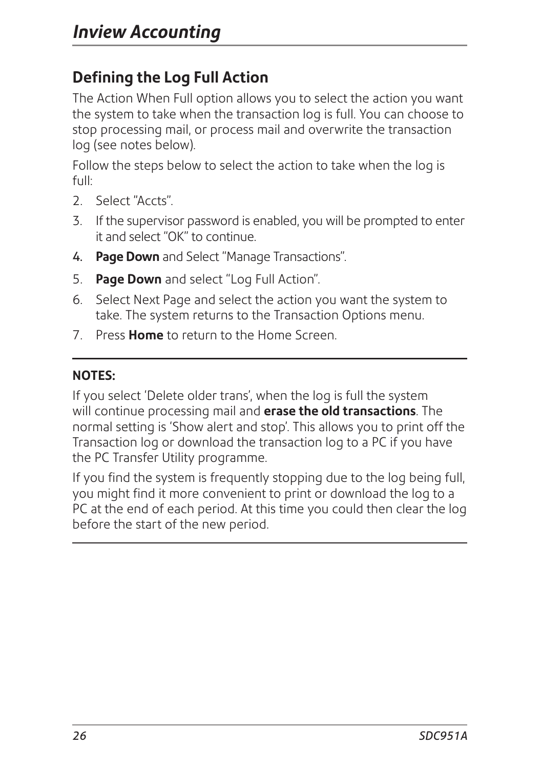## Defining the Log Full Action

The Action When Full option allows you to select the action you want the system to take when the transaction log is full. You can choose to stop processing mail, or process mail and overwrite the transaction log (see notes below).

Follow the steps below to select the action to take when the log is full:

2. Select "Accts".
3. If the supervisor password is enabled, you will be prompted to enter it and select "OK" to continue.
4. **Page Down** and Select "Manage Transactions".
5. **Page Down** and select "Log Full Action".
6. Select Next Page and select the action you want the system to take. The system returns to the Transaction Options menu.
7. Press **Home** to return to the Home Screen.

---

**NOTES:**

If you select 'Delete older trans', when the log is full the system will continue processing mail and **erase the old transactions**. The normal setting is 'Show alert and stop'. This allows you to print off the Transaction log or download the transaction log to a PC if you have the PC Transfer Utility programme.

If you find the system is frequently stopping due to the log being full, you might find it more convenient to print or download the log to a PC at the end of each period. At this time you could then clear the log before the start of the new period.

---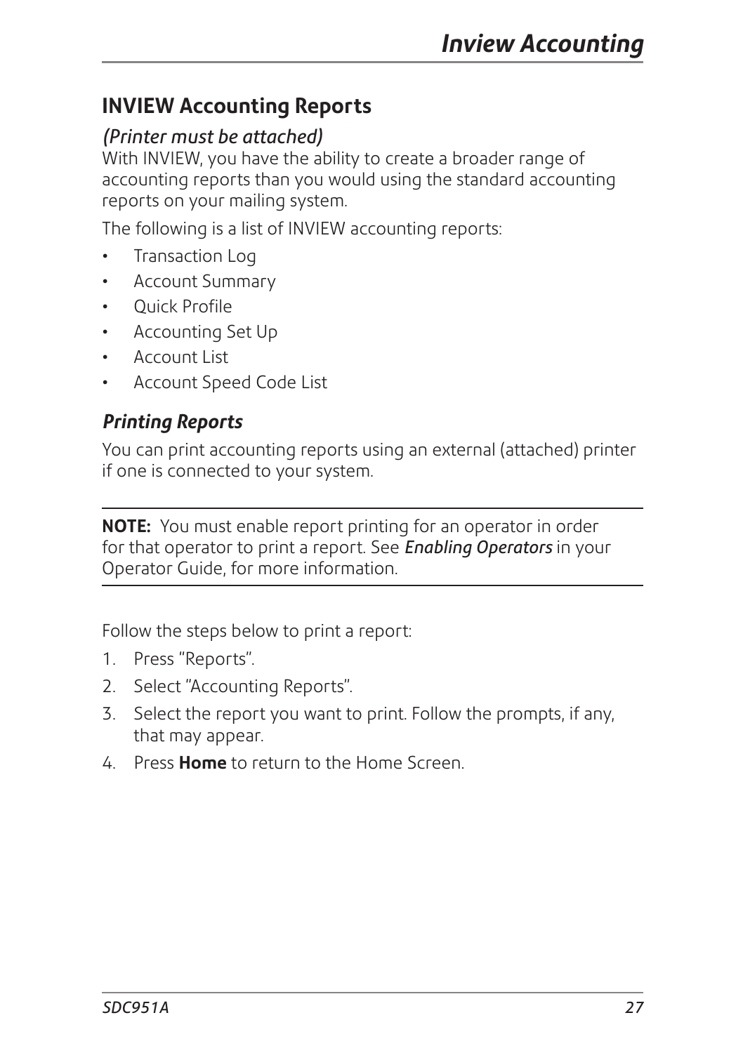## INVIEW Accounting Reports

*(Printer must be attached)*

With INVIEW, you have the ability to create a broader range of accounting reports than you would using the standard accounting reports on your mailing system.

The following is a list of INVIEW accounting reports:

- Transaction Log
- Account Summary
- Quick Profile
- Accounting Set Up
- Account List
- Account Speed Code List

### *Printing Reports*

You can print accounting reports using an external (attached) printer if one is connected to your system.

---

**NOTE:** You must enable report printing for an operator in order for that operator to print a report. See ***Enabling Operators*** in your Operator Guide, for more information.

---

Follow the steps below to print a report:

1. Press "Reports".
2. Select "Accounting Reports".
3. Select the report you want to print. Follow the prompts, if any, that may appear.
4. Press **Home** to return to the Home Screen.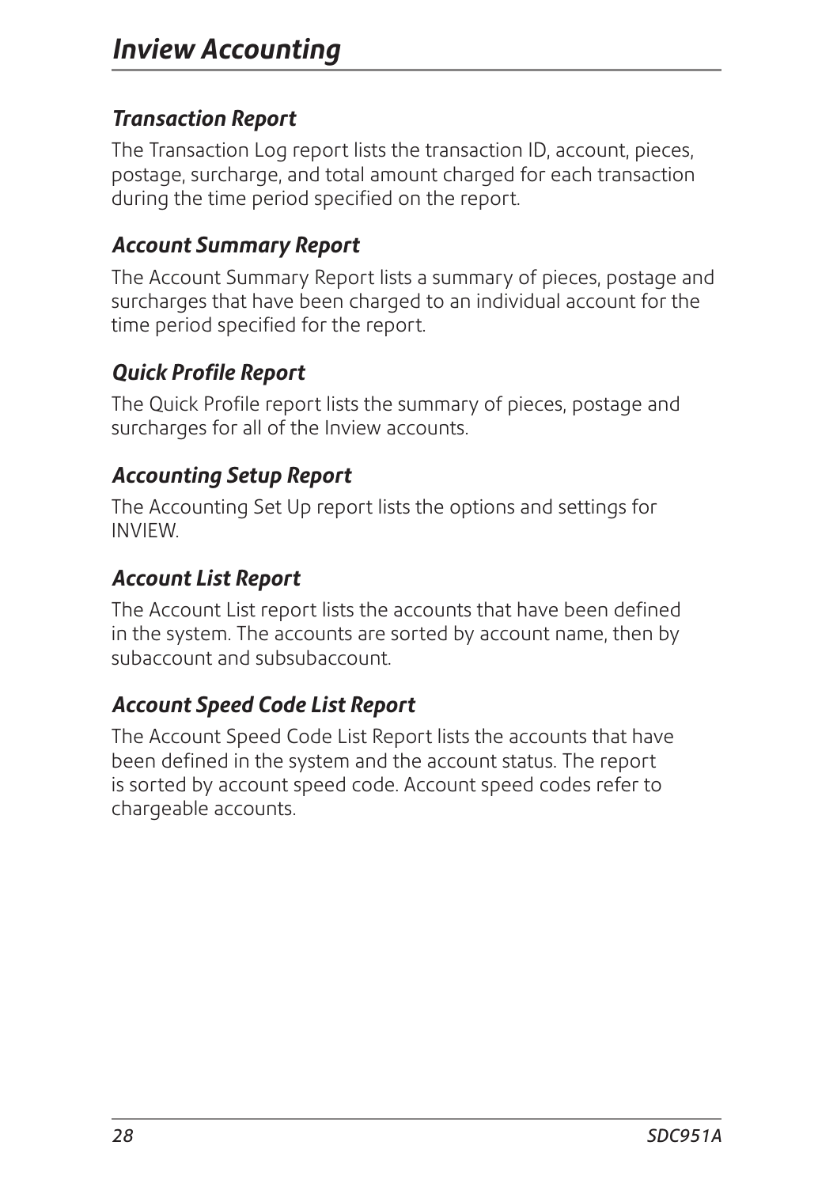# Inview Accounting

### *Transaction Report*

The Transaction Log report lists the transaction ID, account, pieces, postage, surcharge, and total amount charged for each transaction during the time period specified on the report.

### *Account Summary Report*

The Account Summary Report lists a summary of pieces, postage and surcharges that have been charged to an individual account for the time period specified for the report.

### *Quick Profile Report*

The Quick Profile report lists the summary of pieces, postage and surcharges for all of the Inview accounts.

### *Accounting Setup Report*

The Accounting Set Up report lists the options and settings for INVIEW.

### *Account List Report*

The Account List report lists the accounts that have been defined in the system. The accounts are sorted by account name, then by subaccount and subsubaccount.

### *Account Speed Code List Report*

The Account Speed Code List Report lists the accounts that have been defined in the system and the account status. The report is sorted by account speed code. Account speed codes refer to chargeable accounts.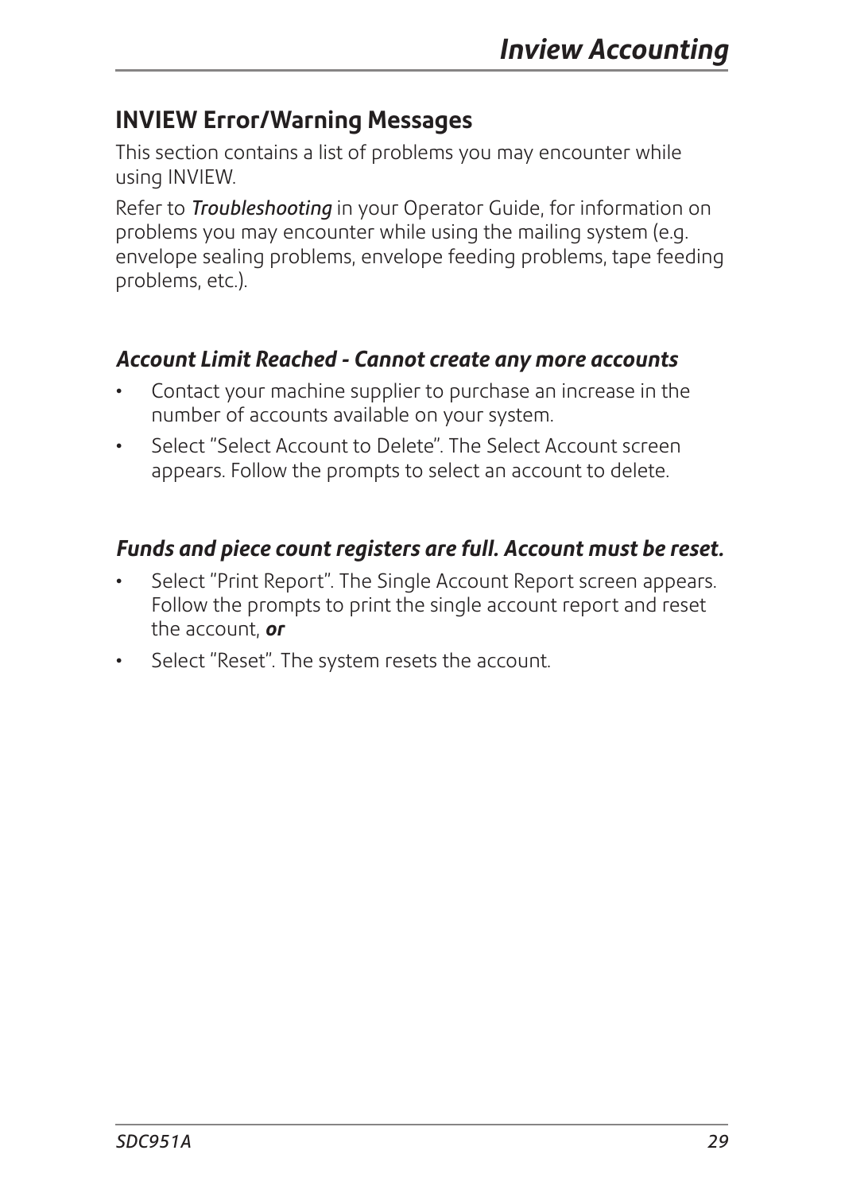## INVIEW Error/Warning Messages

This section contains a list of problems you may encounter while using INVIEW.

Refer to *Troubleshooting* in your Operator Guide, for information on problems you may encounter while using the mailing system (e.g. envelope sealing problems, envelope feeding problems, tape feeding problems, etc.).

### *Account Limit Reached - Cannot create any more accounts*

- Contact your machine supplier to purchase an increase in the number of accounts available on your system.
- Select "Select Account to Delete". The Select Account screen appears. Follow the prompts to select an account to delete.

### *Funds and piece count registers are full. Account must be reset.*

- Select "Print Report". The Single Account Report screen appears. Follow the prompts to print the single account report and reset the account, ***or***
- Select "Reset". The system resets the account.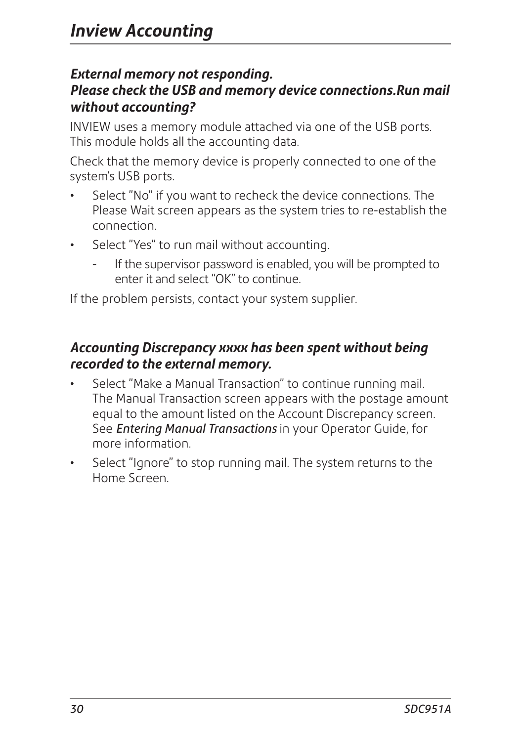# Inview Accounting

### *External memory not responding. Please check the USB and memory device connections.Run mail without accounting?*

INVIEW uses a memory module attached via one of the USB ports. This module holds all the accounting data.

Check that the memory device is properly connected to one of the system's USB ports.

- Select "No" if you want to recheck the device connections. The Please Wait screen appears as the system tries to re-establish the connection.
- Select "Yes" to run mail without accounting.
  - If the supervisor password is enabled, you will be prompted to enter it and select "OK" to continue.

If the problem persists, contact your system supplier.

### *Accounting Discrepancy xxxx has been spent without being recorded to the external memory.*

- Select "Make a Manual Transaction" to continue running mail. The Manual Transaction screen appears with the postage amount equal to the amount listed on the Account Discrepancy screen. See *Entering Manual Transactions* in your Operator Guide, for more information.
- Select "Ignore" to stop running mail. The system returns to the Home Screen.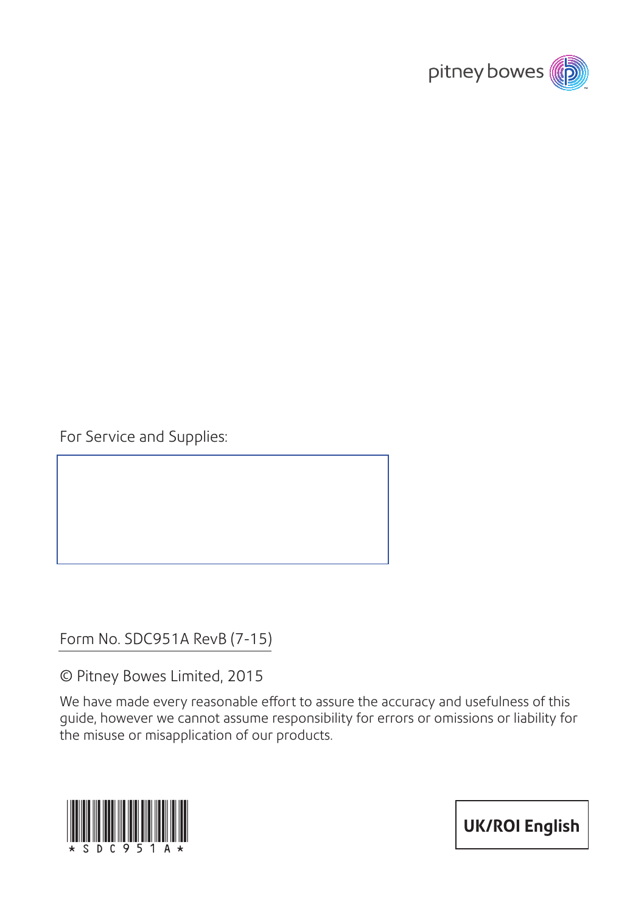pitney bowes

For Service and Supplies:

Form No. SDC951A RevB (7-15)

© Pitney Bowes Limited, 2015

We have made every reasonable effort to assure the accuracy and usefulness of this guide, however we cannot assume responsibility for errors or omissions or liability for the misuse or misapplication of our products.

*SDC951A*

**UK/ROI English**